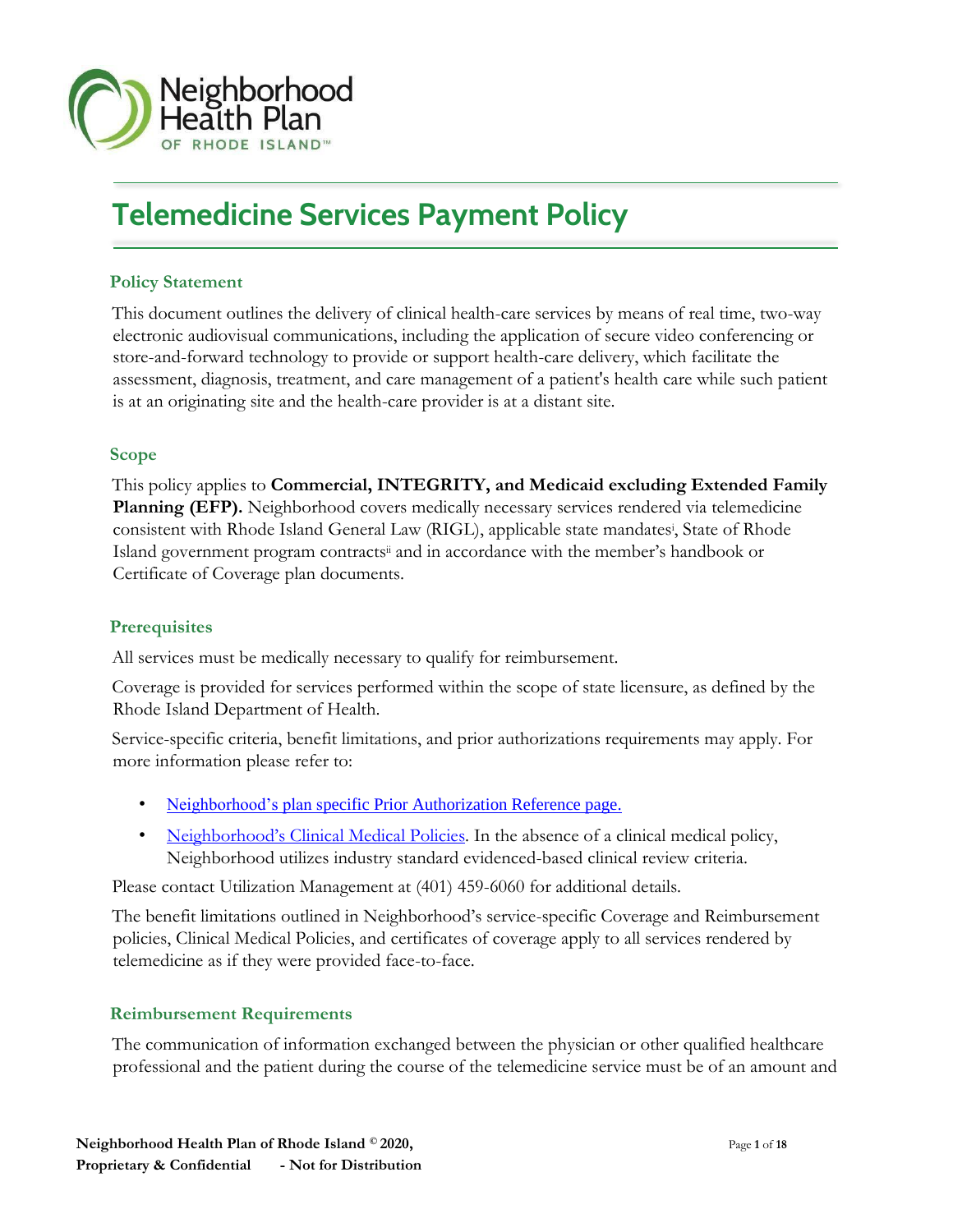# Telemedicine Services Payment Policy

## Policy Statement

This document outlines the delivery of clinical health-care services by means of real time, two-way electronic audiovisual communications, including the application of secure video conferencing or store-and-forward technology to provide or support health-care delivery, which facilitate the assessment, diagnosis, treatment, and care management of a patient's health care while such patient is at an originating site and the health-care provider is at a distant site.

## Scope

This policy applies to **Commercial, INTEGRITY, and Medicaid excluding Extended Family Planning (EFP).** Neighborhood covers medically necessary services rendered via telemedicine consistent with Rhode Island General Law (RIGL), applicable state mandates[i], State of Rhode Island government program contracts[ii] and in accordance with the member's handbook or Certificate of Coverage plan documents.

## Prerequisites

All services must be medically necessary to qualify for reimbursement.

Coverage is provided for services performed within the scope of state licensure, as defined by the Rhode Island Department of Health.

Service-specific criteria, benefit limitations, and prior authorizations requirements may apply. For more information please refer to:

- Neighborhood's plan specific Prior Authorization Reference page.
- Neighborhood's Clinical Medical Policies. In the absence of a clinical medical policy, Neighborhood utilizes industry standard evidenced-based clinical review criteria.

Please contact Utilization Management at (401) 459-6060 for additional details.

The benefit limitations outlined in Neighborhood's service-specific Coverage and Reimbursement policies, Clinical Medical Policies, and certificates of coverage apply to all services rendered by telemedicine as if they were provided face-to-face.

## Reimbursement Requirements

The communication of information exchanged between the physician or other qualified healthcare professional and the patient during the course of the telemedicine service must be of an amount and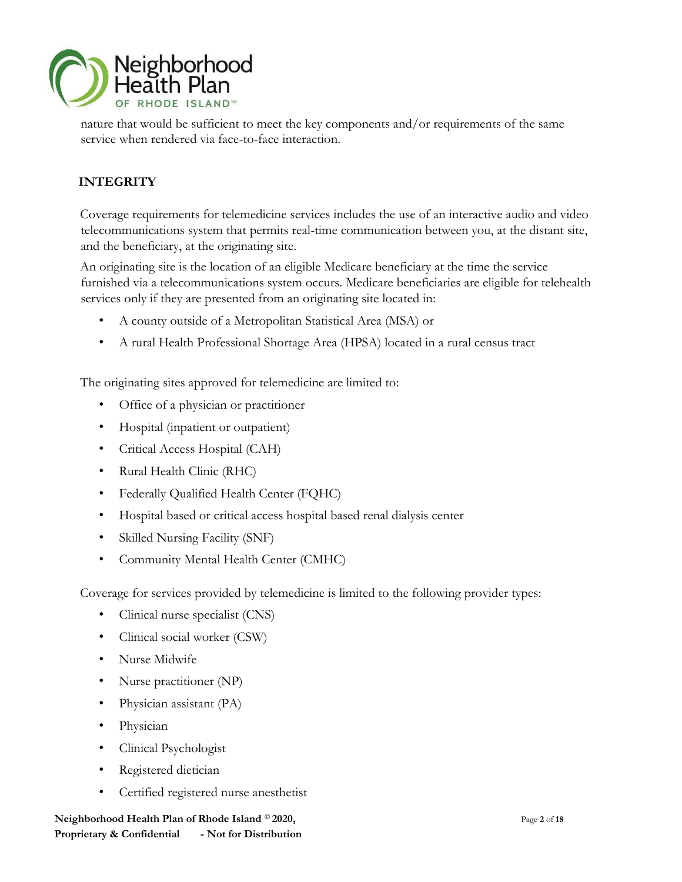nature that would be sufficient to meet the key components and/or requirements of the same service when rendered via face-to-face interaction.

## INTEGRITY

Coverage requirements for telemedicine services includes the use of an interactive audio and video telecommunications system that permits real-time communication between you, at the distant site, and the beneficiary, at the originating site.

An originating site is the location of an eligible Medicare beneficiary at the time the service furnished via a telecommunications system occurs. Medicare beneficiaries are eligible for telehealth services only if they are presented from an originating site located in:

- A county outside of a Metropolitan Statistical Area (MSA) or
- A rural Health Professional Shortage Area (HPSA) located in a rural census tract

The originating sites approved for telemedicine are limited to:

- Office of a physician or practitioner
- Hospital (inpatient or outpatient)
- Critical Access Hospital (CAH)
- Rural Health Clinic (RHC)
- Federally Qualified Health Center (FQHC)
- Hospital based or critical access hospital based renal dialysis center
- Skilled Nursing Facility (SNF)
- Community Mental Health Center (CMHC)

Coverage for services provided by telemedicine is limited to the following provider types:

- Clinical nurse specialist (CNS)
- Clinical social worker (CSW)
- Nurse Midwife
- Nurse practitioner (NP)
- Physician assistant (PA)
- Physician
- Clinical Psychologist
- Registered dietician
- Certified registered nurse anesthetist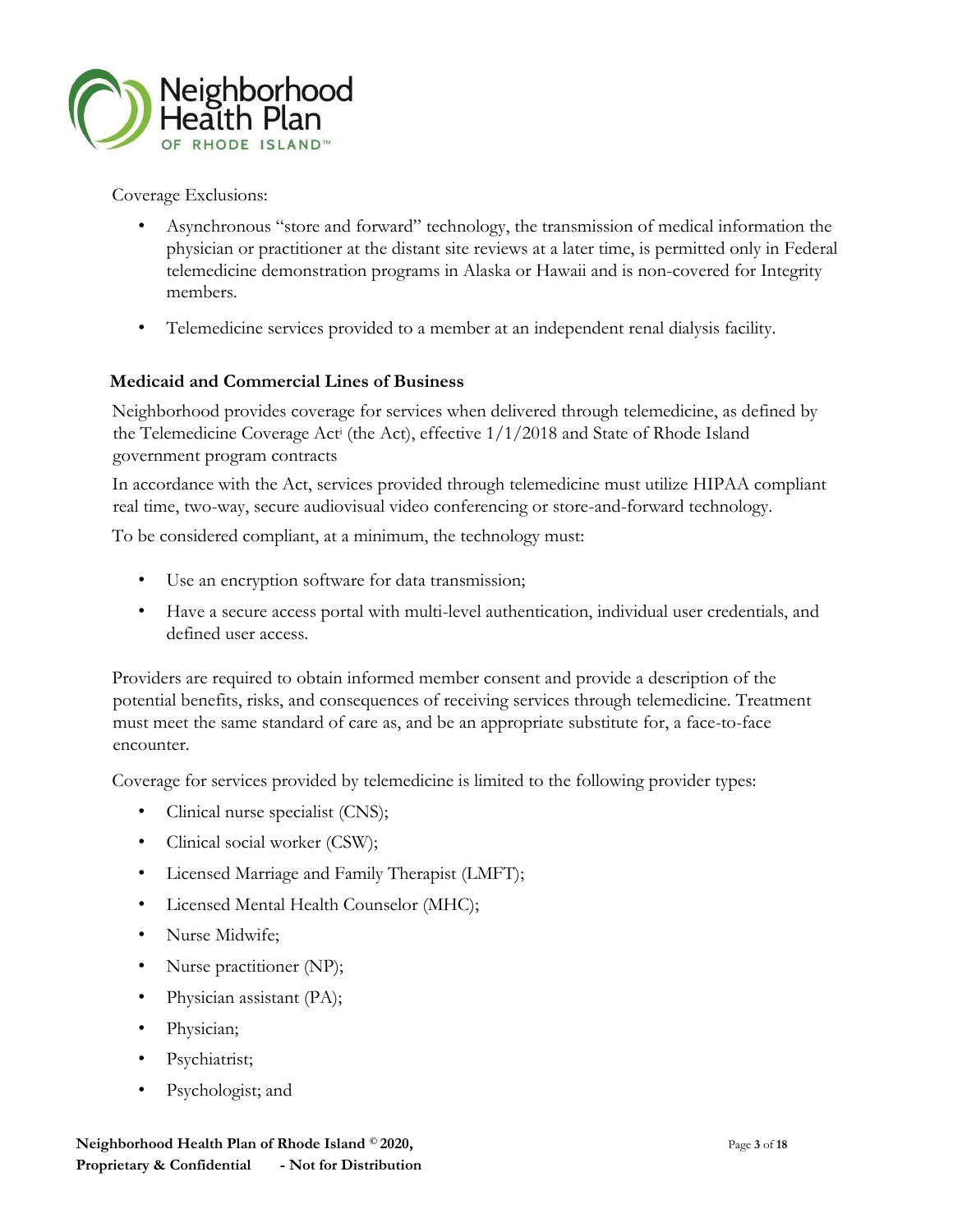Coverage Exclusions:

- Asynchronous “store and forward” technology, the transmission of medical information the physician or practitioner at the distant site reviews at a later time, is permitted only in Federal telemedicine demonstration programs in Alaska or Hawaii and is non-covered for Integrity members.
- Telemedicine services provided to a member at an independent renal dialysis facility.

**Medicaid and Commercial Lines of Business**

Neighborhood provides coverage for services when delivered through telemedicine, as defined by the Telemedicine Coverage Act[i] (the Act), effective 1/1/2018 and State of Rhode Island government program contracts

In accordance with the Act, services provided through telemedicine must utilize HIPAA compliant real time, two-way, secure audiovisual video conferencing or store-and-forward technology.

To be considered compliant, at a minimum, the technology must:

- Use an encryption software for data transmission;
- Have a secure access portal with multi-level authentication, individual user credentials, and defined user access.

Providers are required to obtain informed member consent and provide a description of the potential benefits, risks, and consequences of receiving services through telemedicine. Treatment must meet the same standard of care as, and be an appropriate substitute for, a face-to-face encounter.

Coverage for services provided by telemedicine is limited to the following provider types:

- Clinical nurse specialist (CNS);
- Clinical social worker (CSW);
- Licensed Marriage and Family Therapist (LMFT);
- Licensed Mental Health Counselor (MHC);
- Nurse Midwife;
- Nurse practitioner (NP);
- Physician assistant (PA);
- Physician;
- Psychiatrist;
- Psychologist; and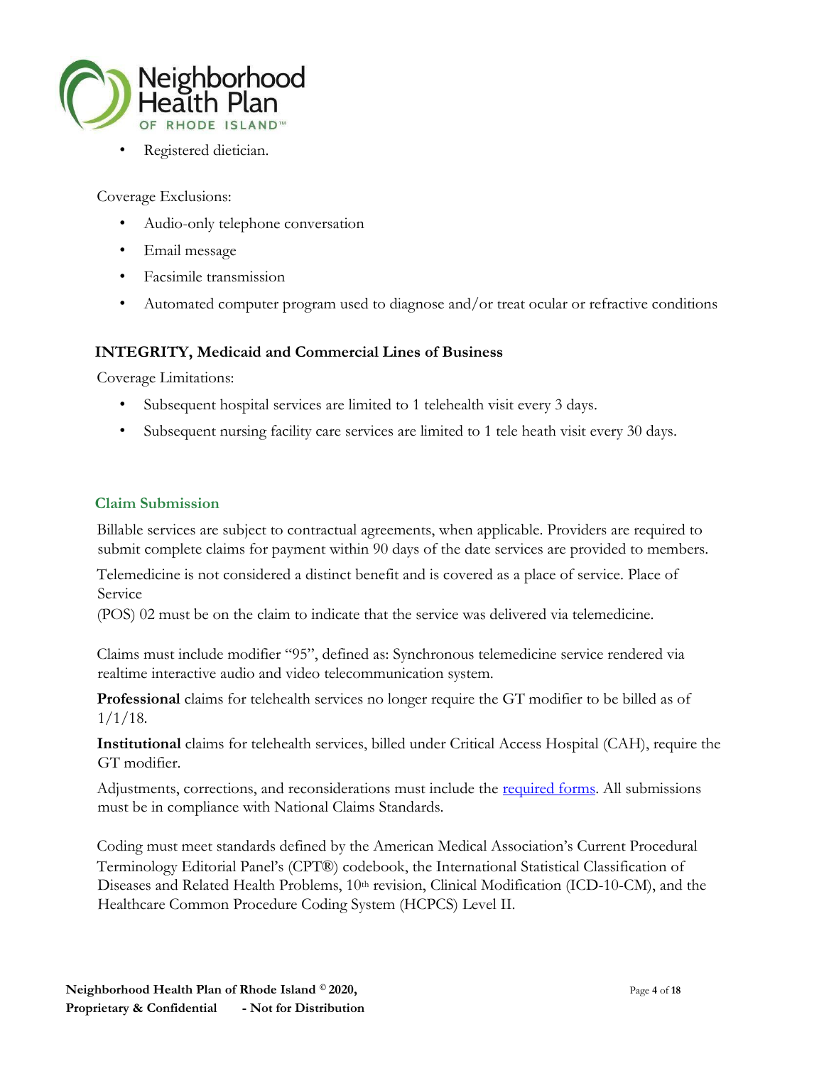- Registered dietician.

Coverage Exclusions:

- Audio-only telephone conversation
- Email message
- Facsimile transmission
- Automated computer program used to diagnose and/or treat ocular or refractive conditions

**INTEGRITY, Medicaid and Commercial Lines of Business**

Coverage Limitations:

- Subsequent hospital services are limited to 1 telehealth visit every 3 days.
- Subsequent nursing facility care services are limited to 1 tele heath visit every 30 days.

## Claim Submission

Billable services are subject to contractual agreements, when applicable. Providers are required to submit complete claims for payment within 90 days of the date services are provided to members.

Telemedicine is not considered a distinct benefit and is covered as a place of service. Place of Service
(POS) 02 must be on the claim to indicate that the service was delivered via telemedicine.

Claims must include modifier "95", defined as: Synchronous telemedicine service rendered via realtime interactive audio and video telecommunication system.

**Professional** claims for telehealth services no longer require the GT modifier to be billed as of 1/1/18.

**Institutional** claims for telehealth services, billed under Critical Access Hospital (CAH), require the GT modifier.

Adjustments, corrections, and reconsiderations must include the required forms. All submissions must be in compliance with National Claims Standards.

Coding must meet standards defined by the American Medical Association's Current Procedural Terminology Editorial Panel's (CPT®) codebook, the International Statistical Classification of Diseases and Related Health Problems, 10th revision, Clinical Modification (ICD-10-CM), and the Healthcare Common Procedure Coding System (HCPCS) Level II.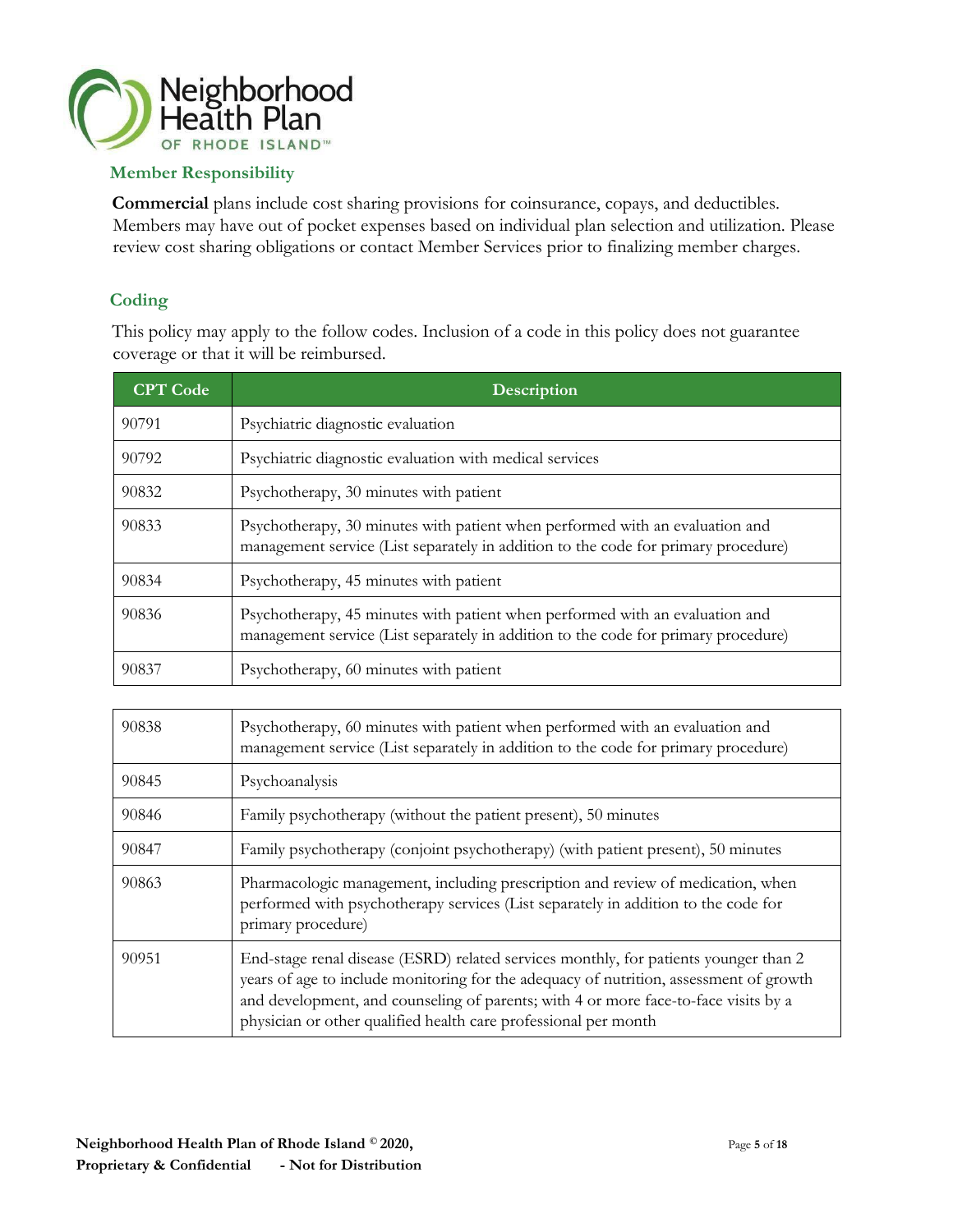## Member Responsibility

**Commercial** plans include cost sharing provisions for coinsurance, copays, and deductibles. Members may have out of pocket expenses based on individual plan selection and utilization. Please review cost sharing obligations or contact Member Services prior to finalizing member charges.

## Coding

This policy may apply to the follow codes. Inclusion of a code in this policy does not guarantee coverage or that it will be reimbursed.

| CPT Code | Description |
|---|---|
| 90791 | Psychiatric diagnostic evaluation |
| 90792 | Psychiatric diagnostic evaluation with medical services |
| 90832 | Psychotherapy, 30 minutes with patient |
| 90833 | Psychotherapy, 30 minutes with patient when performed with an evaluation and management service (List separately in addition to the code for primary procedure) |
| 90834 | Psychotherapy, 45 minutes with patient |
| 90836 | Psychotherapy, 45 minutes with patient when performed with an evaluation and management service (List separately in addition to the code for primary procedure) |
| 90837 | Psychotherapy, 60 minutes with patient |
| 90838 | Psychotherapy, 60 minutes with patient when performed with an evaluation and management service (List separately in addition to the code for primary procedure) |
| 90845 | Psychoanalysis |
| 90846 | Family psychotherapy (without the patient present), 50 minutes |
| 90847 | Family psychotherapy (conjoint psychotherapy) (with patient present), 50 minutes |
| 90863 | Pharmacologic management, including prescription and review of medication, when performed with psychotherapy services (List separately in addition to the code for primary procedure) |
| 90951 | End-stage renal disease (ESRD) related services monthly, for patients younger than 2 years of age to include monitoring for the adequacy of nutrition, assessment of growth and development, and counseling of parents; with 4 or more face-to-face visits by a physician or other qualified health care professional per month |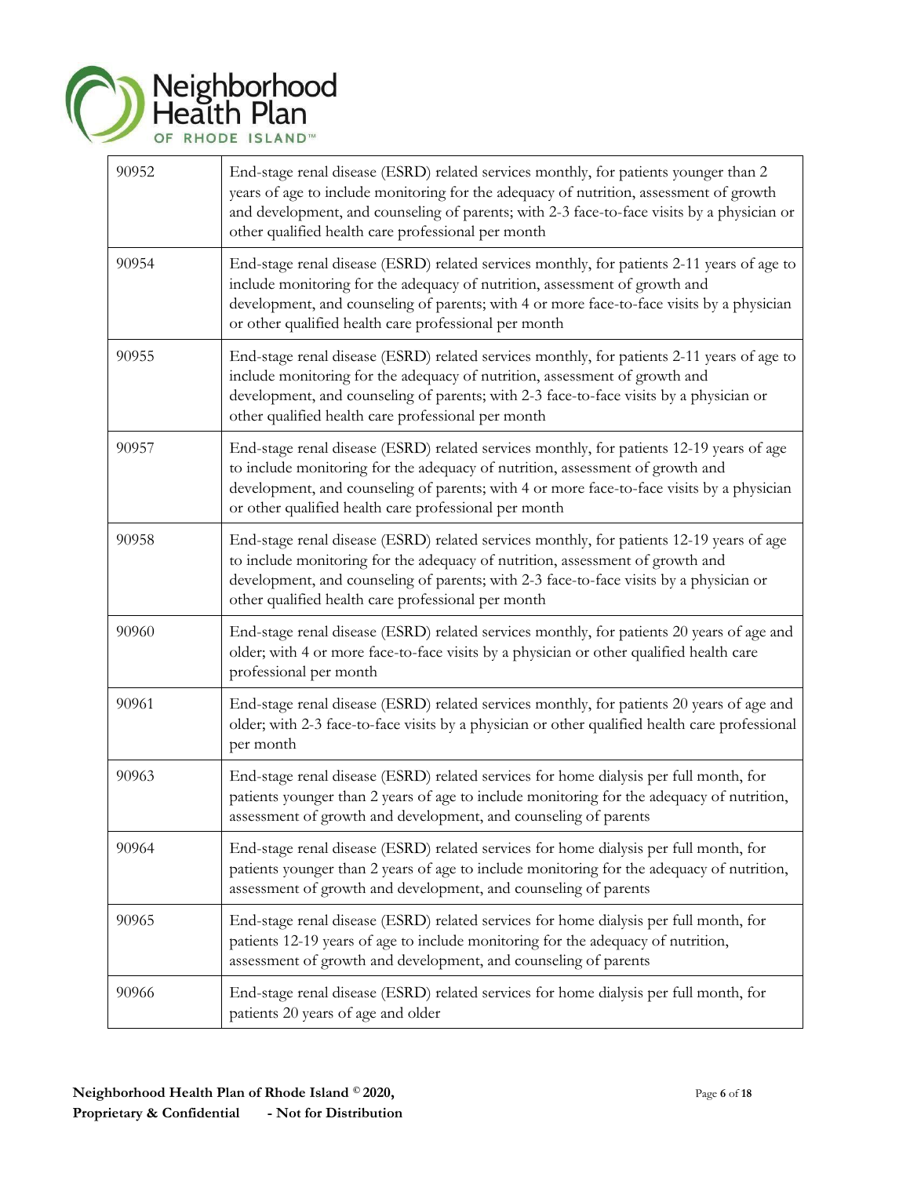| | |
|---|---|
| 90952 | End-stage renal disease (ESRD) related services monthly, for patients younger than 2 years of age to include monitoring for the adequacy of nutrition, assessment of growth and development, and counseling of parents; with 2-3 face-to-face visits by a physician or other qualified health care professional per month |
| 90954 | End-stage renal disease (ESRD) related services monthly, for patients 2-11 years of age to include monitoring for the adequacy of nutrition, assessment of growth and development, and counseling of parents; with 4 or more face-to-face visits by a physician or other qualified health care professional per month |
| 90955 | End-stage renal disease (ESRD) related services monthly, for patients 2-11 years of age to include monitoring for the adequacy of nutrition, assessment of growth and development, and counseling of parents; with 2-3 face-to-face visits by a physician or other qualified health care professional per month |
| 90957 | End-stage renal disease (ESRD) related services monthly, for patients 12-19 years of age to include monitoring for the adequacy of nutrition, assessment of growth and development, and counseling of parents; with 4 or more face-to-face visits by a physician or other qualified health care professional per month |
| 90958 | End-stage renal disease (ESRD) related services monthly, for patients 12-19 years of age to include monitoring for the adequacy of nutrition, assessment of growth and development, and counseling of parents; with 2-3 face-to-face visits by a physician or other qualified health care professional per month |
| 90960 | End-stage renal disease (ESRD) related services monthly, for patients 20 years of age and older; with 4 or more face-to-face visits by a physician or other qualified health care professional per month |
| 90961 | End-stage renal disease (ESRD) related services monthly, for patients 20 years of age and older; with 2-3 face-to-face visits by a physician or other qualified health care professional per month |
| 90963 | End-stage renal disease (ESRD) related services for home dialysis per full month, for patients younger than 2 years of age to include monitoring for the adequacy of nutrition, assessment of growth and development, and counseling of parents |
| 90964 | End-stage renal disease (ESRD) related services for home dialysis per full month, for patients younger than 2 years of age to include monitoring for the adequacy of nutrition, assessment of growth and development, and counseling of parents |
| 90965 | End-stage renal disease (ESRD) related services for home dialysis per full month, for patients 12-19 years of age to include monitoring for the adequacy of nutrition, assessment of growth and development, and counseling of parents |
| 90966 | End-stage renal disease (ESRD) related services for home dialysis per full month, for patients 20 years of age and older |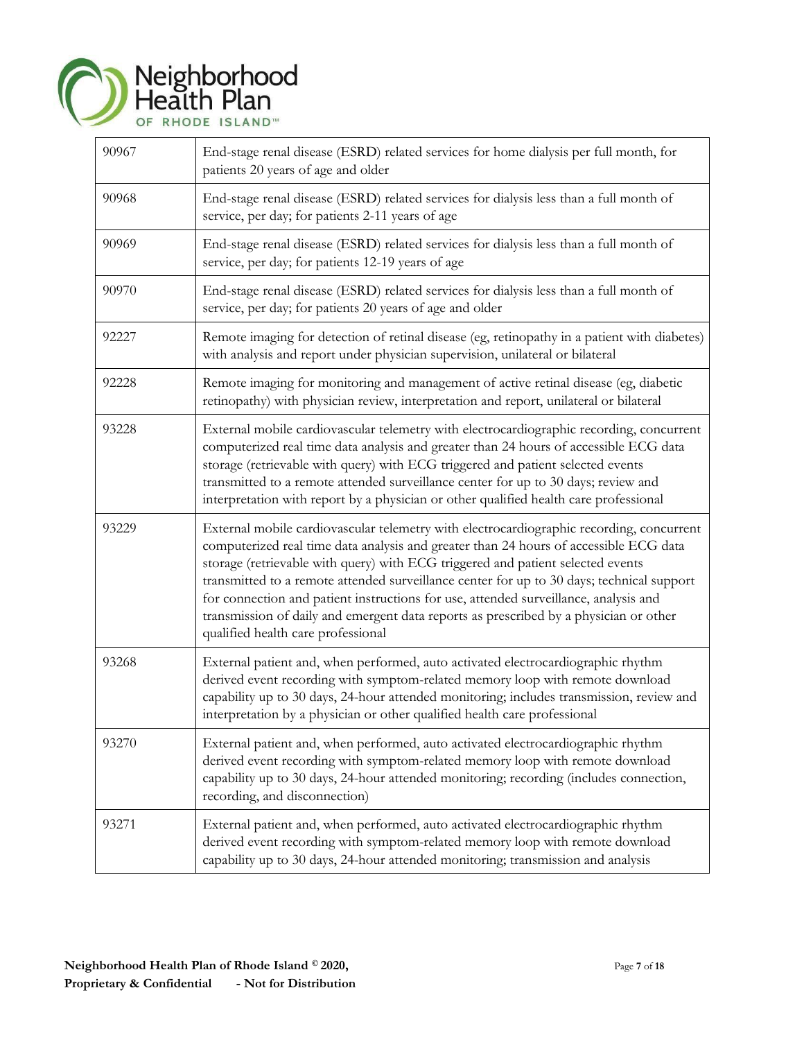| | |
|---|---|
| 90967 | End-stage renal disease (ESRD) related services for home dialysis per full month, for patients 20 years of age and older |
| 90968 | End-stage renal disease (ESRD) related services for dialysis less than a full month of service, per day; for patients 2-11 years of age |
| 90969 | End-stage renal disease (ESRD) related services for dialysis less than a full month of service, per day; for patients 12-19 years of age |
| 90970 | End-stage renal disease (ESRD) related services for dialysis less than a full month of service, per day; for patients 20 years of age and older |
| 92227 | Remote imaging for detection of retinal disease (eg, retinopathy in a patient with diabetes) with analysis and report under physician supervision, unilateral or bilateral |
| 92228 | Remote imaging for monitoring and management of active retinal disease (eg, diabetic retinopathy) with physician review, interpretation and report, unilateral or bilateral |
| 93228 | External mobile cardiovascular telemetry with electrocardiographic recording, concurrent computerized real time data analysis and greater than 24 hours of accessible ECG data storage (retrievable with query) with ECG triggered and patient selected events transmitted to a remote attended surveillance center for up to 30 days; review and interpretation with report by a physician or other qualified health care professional |
| 93229 | External mobile cardiovascular telemetry with electrocardiographic recording, concurrent computerized real time data analysis and greater than 24 hours of accessible ECG data storage (retrievable with query) with ECG triggered and patient selected events transmitted to a remote attended surveillance center for up to 30 days; technical support for connection and patient instructions for use, attended surveillance, analysis and transmission of daily and emergent data reports as prescribed by a physician or other qualified health care professional |
| 93268 | External patient and, when performed, auto activated electrocardiographic rhythm derived event recording with symptom-related memory loop with remote download capability up to 30 days, 24-hour attended monitoring; includes transmission, review and interpretation by a physician or other qualified health care professional |
| 93270 | External patient and, when performed, auto activated electrocardiographic rhythm derived event recording with symptom-related memory loop with remote download capability up to 30 days, 24-hour attended monitoring; recording (includes connection, recording, and disconnection) |
| 93271 | External patient and, when performed, auto activated electrocardiographic rhythm derived event recording with symptom-related memory loop with remote download capability up to 30 days, 24-hour attended monitoring; transmission and analysis |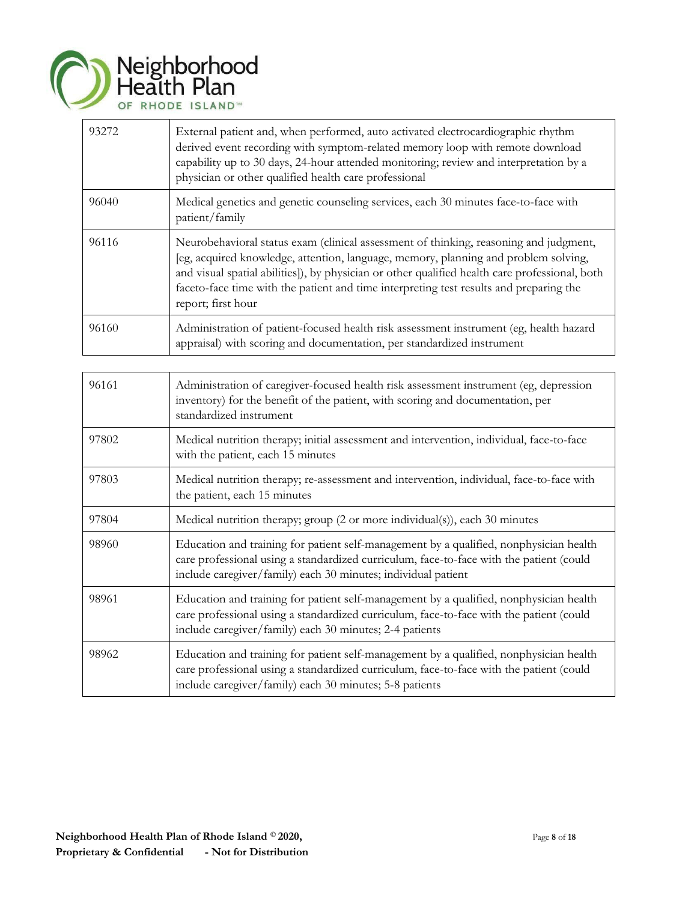| | |
|---|---|
| 93272 | External patient and, when performed, auto activated electrocardiographic rhythm derived event recording with symptom-related memory loop with remote download capability up to 30 days, 24-hour attended monitoring; review and interpretation by a physician or other qualified health care professional |
| 96040 | Medical genetics and genetic counseling services, each 30 minutes face-to-face with patient/family |
| 96116 | Neurobehavioral status exam (clinical assessment of thinking, reasoning and judgment, [eg, acquired knowledge, attention, language, memory, planning and problem solving, and visual spatial abilities]), by physician or other qualified health care professional, both faceto-face time with the patient and time interpreting test results and preparing the report; first hour |
| 96160 | Administration of patient-focused health risk assessment instrument (eg, health hazard appraisal) with scoring and documentation, per standardized instrument |
| 96161 | Administration of caregiver-focused health risk assessment instrument (eg, depression inventory) for the benefit of the patient, with scoring and documentation, per standardized instrument |
| 97802 | Medical nutrition therapy; initial assessment and intervention, individual, face-to-face with the patient, each 15 minutes |
| 97803 | Medical nutrition therapy; re-assessment and intervention, individual, face-to-face with the patient, each 15 minutes |
| 97804 | Medical nutrition therapy; group (2 or more individual(s)), each 30 minutes |
| 98960 | Education and training for patient self-management by a qualified, nonphysician health care professional using a standardized curriculum, face-to-face with the patient (could include caregiver/family) each 30 minutes; individual patient |
| 98961 | Education and training for patient self-management by a qualified, nonphysician health care professional using a standardized curriculum, face-to-face with the patient (could include caregiver/family) each 30 minutes; 2-4 patients |
| 98962 | Education and training for patient self-management by a qualified, nonphysician health care professional using a standardized curriculum, face-to-face with the patient (could include caregiver/family) each 30 minutes; 5-8 patients |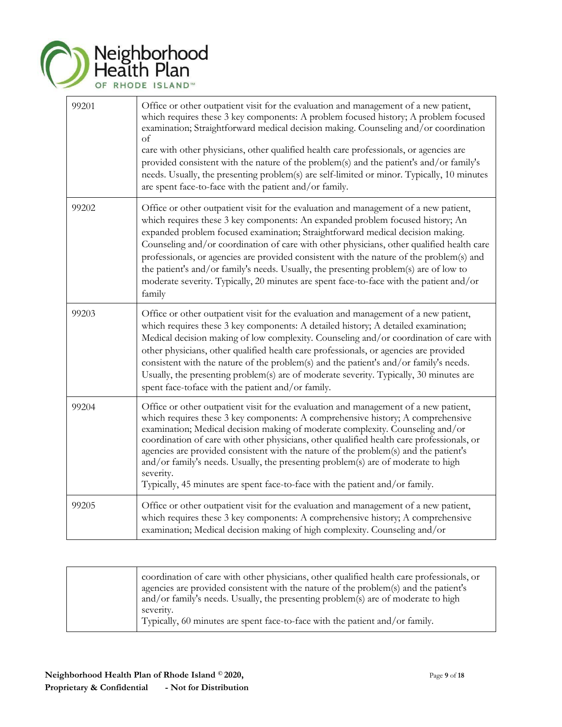| | |
|---|---|
| 99201 | Office or other outpatient visit for the evaluation and management of a new patient, which requires these 3 key components: A problem focused history; A problem focused examination; Straightforward medical decision making. Counseling and/or coordination of care with other physicians, other qualified health care professionals, or agencies are provided consistent with the nature of the problem(s) and the patient's and/or family's needs. Usually, the presenting problem(s) are self-limited or minor. Typically, 10 minutes are spent face-to-face with the patient and/or family. |
| 99202 | Office or other outpatient visit for the evaluation and management of a new patient, which requires these 3 key components: An expanded problem focused history; An expanded problem focused examination; Straightforward medical decision making. Counseling and/or coordination of care with other physicians, other qualified health care professionals, or agencies are provided consistent with the nature of the problem(s) and the patient's and/or family's needs. Usually, the presenting problem(s) are of low to moderate severity. Typically, 20 minutes are spent face-to-face with the patient and/or family |
| 99203 | Office or other outpatient visit for the evaluation and management of a new patient, which requires these 3 key components: A detailed history; A detailed examination; Medical decision making of low complexity. Counseling and/or coordination of care with other physicians, other qualified health care professionals, or agencies are provided consistent with the nature of the problem(s) and the patient's and/or family's needs. Usually, the presenting problem(s) are of moderate severity. Typically, 30 minutes are spent face-toface with the patient and/or family. |
| 99204 | Office or other outpatient visit for the evaluation and management of a new patient, which requires these 3 key components: A comprehensive history; A comprehensive examination; Medical decision making of moderate complexity. Counseling and/or coordination of care with other physicians, other qualified health care professionals, or agencies are provided consistent with the nature of the problem(s) and the patient's and/or family's needs. Usually, the presenting problem(s) are of moderate to high severity. Typically, 45 minutes are spent face-to-face with the patient and/or family. |
| 99205 | Office or other outpatient visit for the evaluation and management of a new patient, which requires these 3 key components: A comprehensive history; A comprehensive examination; Medical decision making of high complexity. Counseling and/or coordination of care with other physicians, other qualified health care professionals, or agencies are provided consistent with the nature of the problem(s) and the patient's and/or family's needs. Usually, the presenting problem(s) are of moderate to high severity. Typically, 60 minutes are spent face-to-face with the patient and/or family. |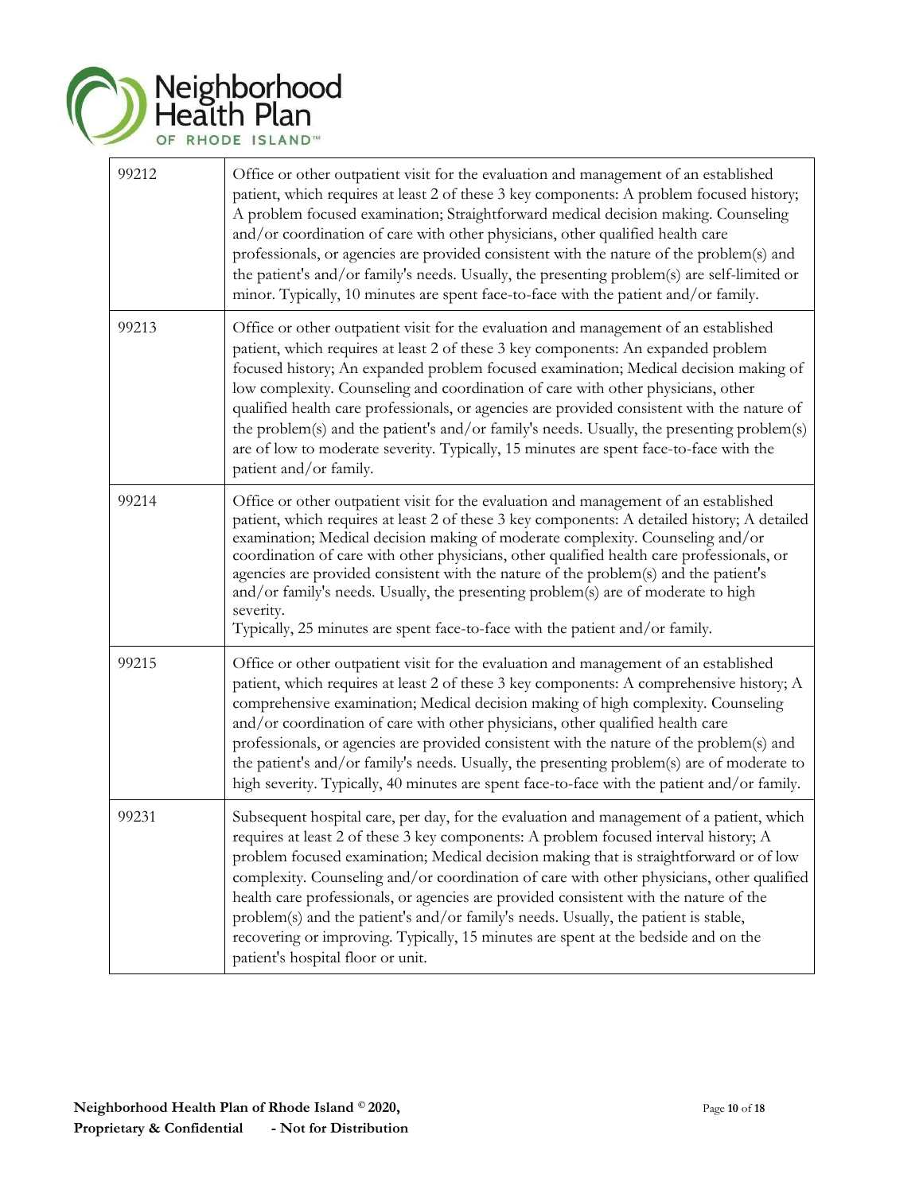| | |
|---|---|
| 99212 | Office or other outpatient visit for the evaluation and management of an established patient, which requires at least 2 of these 3 key components: A problem focused history; A problem focused examination; Straightforward medical decision making. Counseling and/or coordination of care with other physicians, other qualified health care professionals, or agencies are provided consistent with the nature of the problem(s) and the patient's and/or family's needs. Usually, the presenting problem(s) are self-limited or minor. Typically, 10 minutes are spent face-to-face with the patient and/or family. |
| 99213 | Office or other outpatient visit for the evaluation and management of an established patient, which requires at least 2 of these 3 key components: An expanded problem focused history; An expanded problem focused examination; Medical decision making of low complexity. Counseling and coordination of care with other physicians, other qualified health care professionals, or agencies are provided consistent with the nature of the problem(s) and the patient's and/or family's needs. Usually, the presenting problem(s) are of low to moderate severity. Typically, 15 minutes are spent face-to-face with the patient and/or family. |
| 99214 | Office or other outpatient visit for the evaluation and management of an established patient, which requires at least 2 of these 3 key components: A detailed history; A detailed examination; Medical decision making of moderate complexity. Counseling and/or coordination of care with other physicians, other qualified health care professionals, or agencies are provided consistent with the nature of the problem(s) and the patient's and/or family's needs. Usually, the presenting problem(s) are of moderate to high severity. Typically, 25 minutes are spent face-to-face with the patient and/or family. |
| 99215 | Office or other outpatient visit for the evaluation and management of an established patient, which requires at least 2 of these 3 key components: A comprehensive history; A comprehensive examination; Medical decision making of high complexity. Counseling and/or coordination of care with other physicians, other qualified health care professionals, or agencies are provided consistent with the nature of the problem(s) and the patient's and/or family's needs. Usually, the presenting problem(s) are of moderate to high severity. Typically, 40 minutes are spent face-to-face with the patient and/or family. |
| 99231 | Subsequent hospital care, per day, for the evaluation and management of a patient, which requires at least 2 of these 3 key components: A problem focused interval history; A problem focused examination; Medical decision making that is straightforward or of low complexity. Counseling and/or coordination of care with other physicians, other qualified health care professionals, or agencies are provided consistent with the nature of the problem(s) and the patient's and/or family's needs. Usually, the patient is stable, recovering or improving. Typically, 15 minutes are spent at the bedside and on the patient's hospital floor or unit. |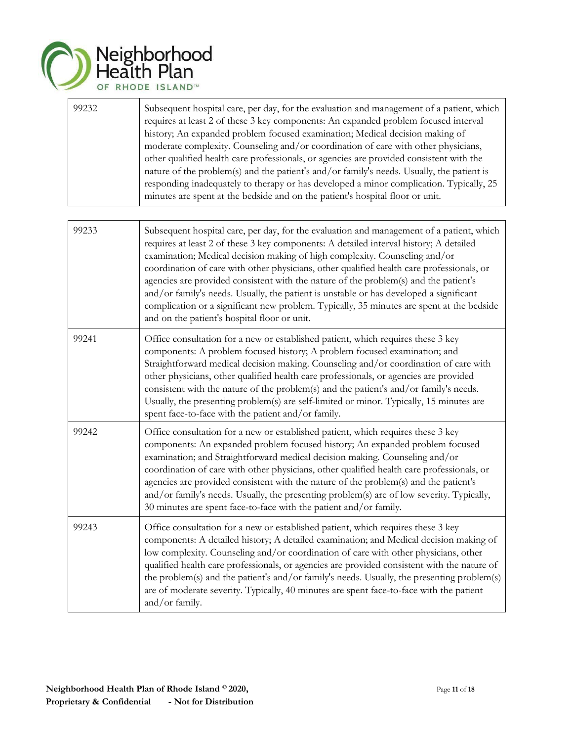| | |
|---|---|
| 99232 | Subsequent hospital care, per day, for the evaluation and management of a patient, which requires at least 2 of these 3 key components: An expanded problem focused interval history; An expanded problem focused examination; Medical decision making of moderate complexity. Counseling and/or coordination of care with other physicians, other qualified health care professionals, or agencies are provided consistent with the nature of the problem(s) and the patient's and/or family's needs. Usually, the patient is responding inadequately to therapy or has developed a minor complication. Typically, 25 minutes are spent at the bedside and on the patient's hospital floor or unit. |

| | |
|---|---|
| 99233 | Subsequent hospital care, per day, for the evaluation and management of a patient, which requires at least 2 of these 3 key components: A detailed interval history; A detailed examination; Medical decision making of high complexity. Counseling and/or coordination of care with other physicians, other qualified health care professionals, or agencies are provided consistent with the nature of the problem(s) and the patient's and/or family's needs. Usually, the patient is unstable or has developed a significant complication or a significant new problem. Typically, 35 minutes are spent at the bedside and on the patient's hospital floor or unit. |
| 99241 | Office consultation for a new or established patient, which requires these 3 key components: A problem focused history; A problem focused examination; and Straightforward medical decision making. Counseling and/or coordination of care with other physicians, other qualified health care professionals, or agencies are provided consistent with the nature of the problem(s) and the patient's and/or family's needs. Usually, the presenting problem(s) are self-limited or minor. Typically, 15 minutes are spent face-to-face with the patient and/or family. |
| 99242 | Office consultation for a new or established patient, which requires these 3 key components: An expanded problem focused history; An expanded problem focused examination; and Straightforward medical decision making. Counseling and/or coordination of care with other physicians, other qualified health care professionals, or agencies are provided consistent with the nature of the problem(s) and the patient's and/or family's needs. Usually, the presenting problem(s) are of low severity. Typically, 30 minutes are spent face-to-face with the patient and/or family. |
| 99243 | Office consultation for a new or established patient, which requires these 3 key components: A detailed history; A detailed examination; and Medical decision making of low complexity. Counseling and/or coordination of care with other physicians, other qualified health care professionals, or agencies are provided consistent with the nature of the problem(s) and the patient's and/or family's needs. Usually, the presenting problem(s) are of moderate severity. Typically, 40 minutes are spent face-to-face with the patient and/or family. |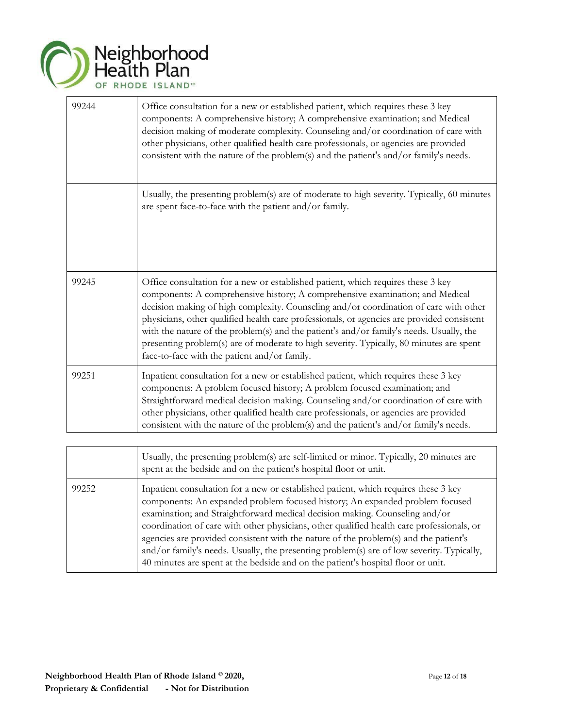| | |
|---|---|
| 99244 | Office consultation for a new or established patient, which requires these 3 key components: A comprehensive history; A comprehensive examination; and Medical decision making of moderate complexity. Counseling and/or coordination of care with other physicians, other qualified health care professionals, or agencies are provided consistent with the nature of the problem(s) and the patient's and/or family's needs. |
| | Usually, the presenting problem(s) are of moderate to high severity. Typically, 60 minutes are spent face-to-face with the patient and/or family. |
| 99245 | Office consultation for a new or established patient, which requires these 3 key components: A comprehensive history; A comprehensive examination; and Medical decision making of high complexity. Counseling and/or coordination of care with other physicians, other qualified health care professionals, or agencies are provided consistent with the nature of the problem(s) and the patient's and/or family's needs. Usually, the presenting problem(s) are of moderate to high severity. Typically, 80 minutes are spent face-to-face with the patient and/or family. |
| 99251 | Inpatient consultation for a new or established patient, which requires these 3 key components: A problem focused history; A problem focused examination; and Straightforward medical decision making. Counseling and/or coordination of care with other physicians, other qualified health care professionals, or agencies are provided consistent with the nature of the problem(s) and the patient's and/or family's needs. |
| | Usually, the presenting problem(s) are self-limited or minor. Typically, 20 minutes are spent at the bedside and on the patient's hospital floor or unit. |
| 99252 | Inpatient consultation for a new or established patient, which requires these 3 key components: An expanded problem focused history; An expanded problem focused examination; and Straightforward medical decision making. Counseling and/or coordination of care with other physicians, other qualified health care professionals, or agencies are provided consistent with the nature of the problem(s) and the patient's and/or family's needs. Usually, the presenting problem(s) are of low severity. Typically, 40 minutes are spent at the bedside and on the patient's hospital floor or unit. |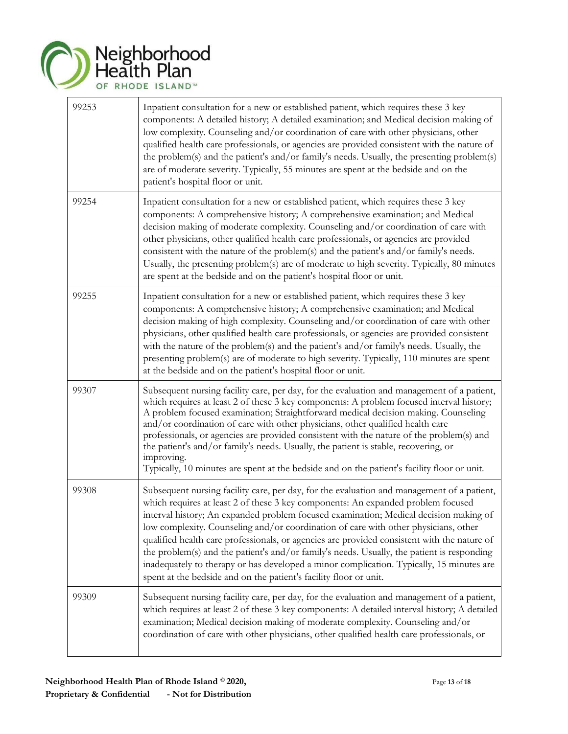| | |
|---|---|
| 99253 | Inpatient consultation for a new or established patient, which requires these 3 key components: A detailed history; A detailed examination; and Medical decision making of low complexity. Counseling and/or coordination of care with other physicians, other qualified health care professionals, or agencies are provided consistent with the nature of the problem(s) and the patient's and/or family's needs. Usually, the presenting problem(s) are of moderate severity. Typically, 55 minutes are spent at the bedside and on the patient's hospital floor or unit. |
| 99254 | Inpatient consultation for a new or established patient, which requires these 3 key components: A comprehensive history; A comprehensive examination; and Medical decision making of moderate complexity. Counseling and/or coordination of care with other physicians, other qualified health care professionals, or agencies are provided consistent with the nature of the problem(s) and the patient's and/or family's needs. Usually, the presenting problem(s) are of moderate to high severity. Typically, 80 minutes are spent at the bedside and on the patient's hospital floor or unit. |
| 99255 | Inpatient consultation for a new or established patient, which requires these 3 key components: A comprehensive history; A comprehensive examination; and Medical decision making of high complexity. Counseling and/or coordination of care with other physicians, other qualified health care professionals, or agencies are provided consistent with the nature of the problem(s) and the patient's and/or family's needs. Usually, the presenting problem(s) are of moderate to high severity. Typically, 110 minutes are spent at the bedside and on the patient's hospital floor or unit. |
| 99307 | Subsequent nursing facility care, per day, for the evaluation and management of a patient, which requires at least 2 of these 3 key components: A problem focused interval history; A problem focused examination; Straightforward medical decision making. Counseling and/or coordination of care with other physicians, other qualified health care professionals, or agencies are provided consistent with the nature of the problem(s) and the patient's and/or family's needs. Usually, the patient is stable, recovering, or improving. Typically, 10 minutes are spent at the bedside and on the patient's facility floor or unit. |
| 99308 | Subsequent nursing facility care, per day, for the evaluation and management of a patient, which requires at least 2 of these 3 key components: An expanded problem focused interval history; An expanded problem focused examination; Medical decision making of low complexity. Counseling and/or coordination of care with other physicians, other qualified health care professionals, or agencies are provided consistent with the nature of the problem(s) and the patient's and/or family's needs. Usually, the patient is responding inadequately to therapy or has developed a minor complication. Typically, 15 minutes are spent at the bedside and on the patient's facility floor or unit. |
| 99309 | Subsequent nursing facility care, per day, for the evaluation and management of a patient, which requires at least 2 of these 3 key components: A detailed interval history; A detailed examination; Medical decision making of moderate complexity. Counseling and/or coordination of care with other physicians, other qualified health care professionals, or |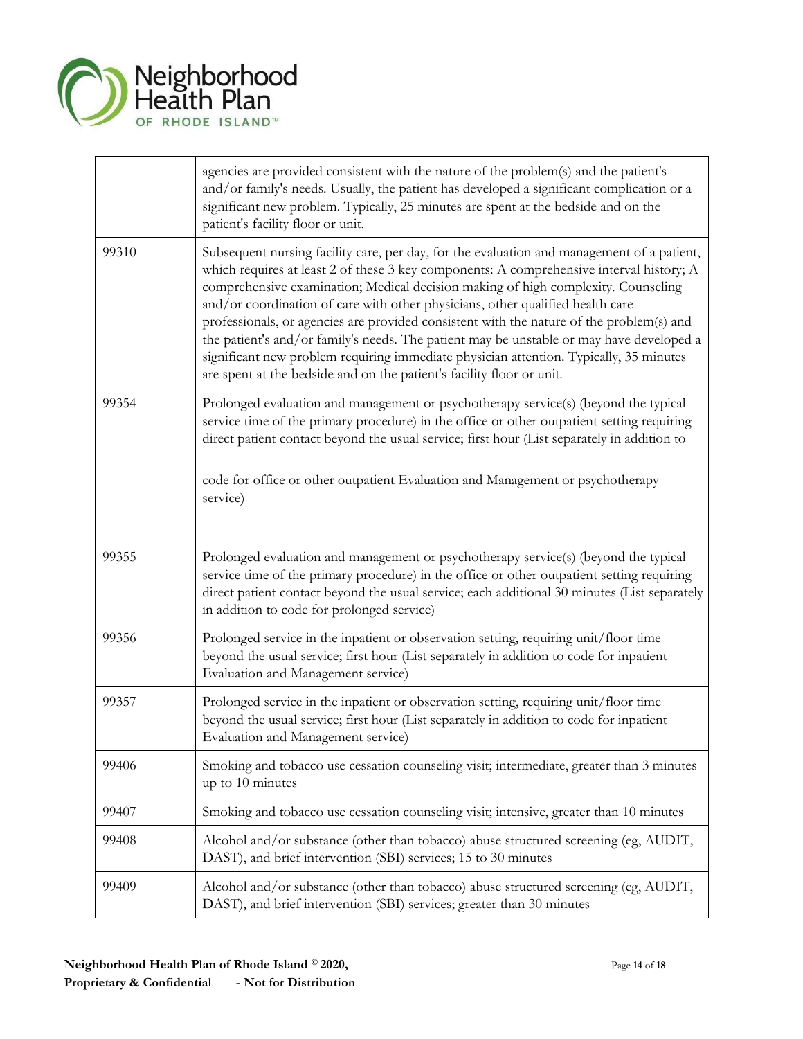| | |
|---|---|
| | agencies are provided consistent with the nature of the problem(s) and the patient's and/or family's needs. Usually, the patient has developed a significant complication or a significant new problem. Typically, 25 minutes are spent at the bedside and on the patient's facility floor or unit. |
| 99310 | Subsequent nursing facility care, per day, for the evaluation and management of a patient, which requires at least 2 of these 3 key components: A comprehensive interval history; A comprehensive examination; Medical decision making of high complexity. Counseling and/or coordination of care with other physicians, other qualified health care professionals, or agencies are provided consistent with the nature of the problem(s) and the patient's and/or family's needs. The patient may be unstable or may have developed a significant new problem requiring immediate physician attention. Typically, 35 minutes are spent at the bedside and on the patient's facility floor or unit. |
| 99354 | Prolonged evaluation and management or psychotherapy service(s) (beyond the typical service time of the primary procedure) in the office or other outpatient setting requiring direct patient contact beyond the usual service; first hour (List separately in addition to code for office or other outpatient Evaluation and Management or psychotherapy service) |
| 99355 | Prolonged evaluation and management or psychotherapy service(s) (beyond the typical service time of the primary procedure) in the office or other outpatient setting requiring direct patient contact beyond the usual service; each additional 30 minutes (List separately in addition to code for prolonged service) |
| 99356 | Prolonged service in the inpatient or observation setting, requiring unit/floor time beyond the usual service; first hour (List separately in addition to code for inpatient Evaluation and Management service) |
| 99357 | Prolonged service in the inpatient or observation setting, requiring unit/floor time beyond the usual service; first hour (List separately in addition to code for inpatient Evaluation and Management service) |
| 99406 | Smoking and tobacco use cessation counseling visit; intermediate, greater than 3 minutes up to 10 minutes |
| 99407 | Smoking and tobacco use cessation counseling visit; intensive, greater than 10 minutes |
| 99408 | Alcohol and/or substance (other than tobacco) abuse structured screening (eg, AUDIT, DAST), and brief intervention (SBI) services; 15 to 30 minutes |
| 99409 | Alcohol and/or substance (other than tobacco) abuse structured screening (eg, AUDIT, DAST), and brief intervention (SBI) services; greater than 30 minutes |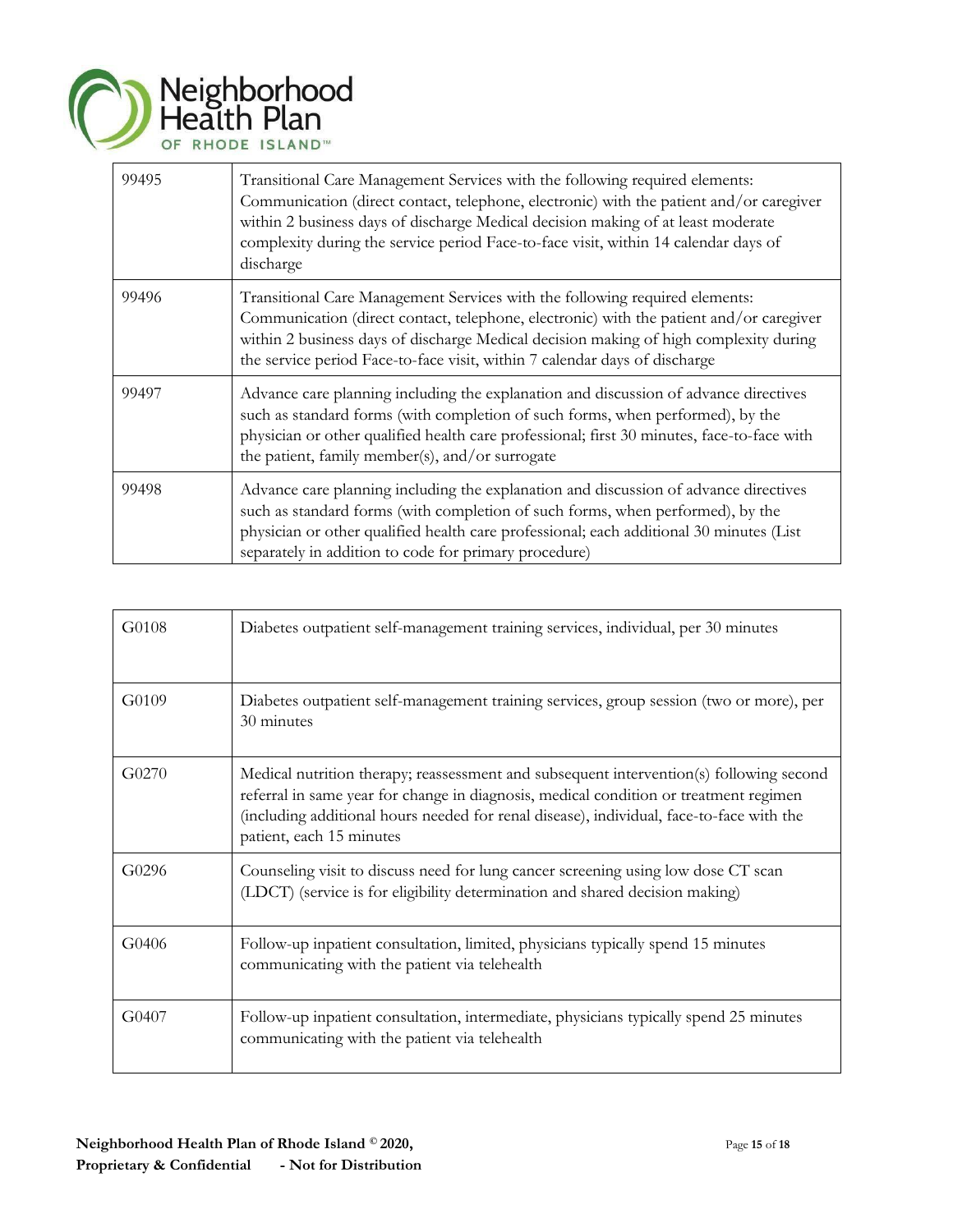| 99495 | Transitional Care Management Services with the following required elements: Communication (direct contact, telephone, electronic) with the patient and/or caregiver within 2 business days of discharge Medical decision making of at least moderate complexity during the service period Face-to-face visit, within 14 calendar days of discharge |
|---|---|
| 99496 | Transitional Care Management Services with the following required elements: Communication (direct contact, telephone, electronic) with the patient and/or caregiver within 2 business days of discharge Medical decision making of high complexity during the service period Face-to-face visit, within 7 calendar days of discharge |
| 99497 | Advance care planning including the explanation and discussion of advance directives such as standard forms (with completion of such forms, when performed), by the physician or other qualified health care professional; first 30 minutes, face-to-face with the patient, family member(s), and/or surrogate |
| 99498 | Advance care planning including the explanation and discussion of advance directives such as standard forms (with completion of such forms, when performed), by the physician or other qualified health care professional; each additional 30 minutes (List separately in addition to code for primary procedure) |

| G0108 | Diabetes outpatient self-management training services, individual, per 30 minutes |
|---|---|
| G0109 | Diabetes outpatient self-management training services, group session (two or more), per 30 minutes |
| G0270 | Medical nutrition therapy; reassessment and subsequent intervention(s) following second referral in same year for change in diagnosis, medical condition or treatment regimen (including additional hours needed for renal disease), individual, face-to-face with the patient, each 15 minutes |
| G0296 | Counseling visit to discuss need for lung cancer screening using low dose CT scan (LDCT) (service is for eligibility determination and shared decision making) |
| G0406 | Follow-up inpatient consultation, limited, physicians typically spend 15 minutes communicating with the patient via telehealth |
| G0407 | Follow-up inpatient consultation, intermediate, physicians typically spend 25 minutes communicating with the patient via telehealth |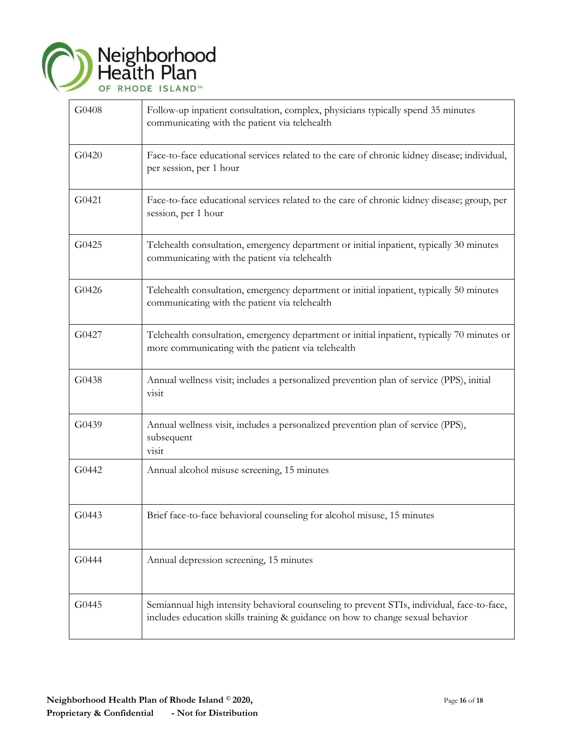| G0408 | Follow-up inpatient consultation, complex, physicians typically spend 35 minutes communicating with the patient via telehealth |
|---|---|
| G0420 | Face-to-face educational services related to the care of chronic kidney disease; individual, per session, per 1 hour |
| G0421 | Face-to-face educational services related to the care of chronic kidney disease; group, per session, per 1 hour |
| G0425 | Telehealth consultation, emergency department or initial inpatient, typically 30 minutes communicating with the patient via telehealth |
| G0426 | Telehealth consultation, emergency department or initial inpatient, typically 50 minutes communicating with the patient via telehealth |
| G0427 | Telehealth consultation, emergency department or initial inpatient, typically 70 minutes or more communicating with the patient via telehealth |
| G0438 | Annual wellness visit; includes a personalized prevention plan of service (PPS), initial visit |
| G0439 | Annual wellness visit, includes a personalized prevention plan of service (PPS), subsequent visit |
| G0442 | Annual alcohol misuse screening, 15 minutes |
| G0443 | Brief face-to-face behavioral counseling for alcohol misuse, 15 minutes |
| G0444 | Annual depression screening, 15 minutes |
| G0445 | Semiannual high intensity behavioral counseling to prevent STIs, individual, face-to-face, includes education skills training & guidance on how to change sexual behavior |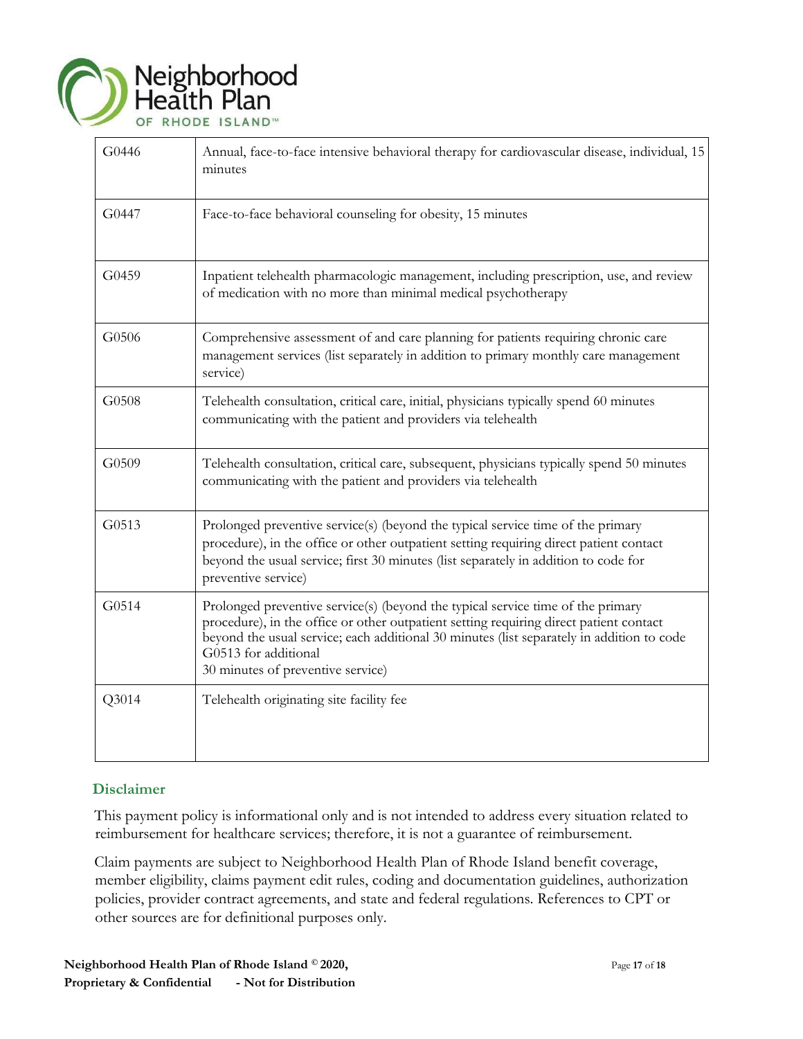| | |
|---|---|
| G0446 | Annual, face-to-face intensive behavioral therapy for cardiovascular disease, individual, 15 minutes |
| G0447 | Face-to-face behavioral counseling for obesity, 15 minutes |
| G0459 | Inpatient telehealth pharmacologic management, including prescription, use, and review of medication with no more than minimal medical psychotherapy |
| G0506 | Comprehensive assessment of and care planning for patients requiring chronic care management services (list separately in addition to primary monthly care management service) |
| G0508 | Telehealth consultation, critical care, initial, physicians typically spend 60 minutes communicating with the patient and providers via telehealth |
| G0509 | Telehealth consultation, critical care, subsequent, physicians typically spend 50 minutes communicating with the patient and providers via telehealth |
| G0513 | Prolonged preventive service(s) (beyond the typical service time of the primary procedure), in the office or other outpatient setting requiring direct patient contact beyond the usual service; first 30 minutes (list separately in addition to code for preventive service) |
| G0514 | Prolonged preventive service(s) (beyond the typical service time of the primary procedure), in the office or other outpatient setting requiring direct patient contact beyond the usual service; each additional 30 minutes (list separately in addition to code G0513 for additional 30 minutes of preventive service) |
| Q3014 | Telehealth originating site facility fee |

## Disclaimer

This payment policy is informational only and is not intended to address every situation related to reimbursement for healthcare services; therefore, it is not a guarantee of reimbursement.

Claim payments are subject to Neighborhood Health Plan of Rhode Island benefit coverage, member eligibility, claims payment edit rules, coding and documentation guidelines, authorization policies, provider contract agreements, and state and federal regulations. References to CPT or other sources are for definitional purposes only.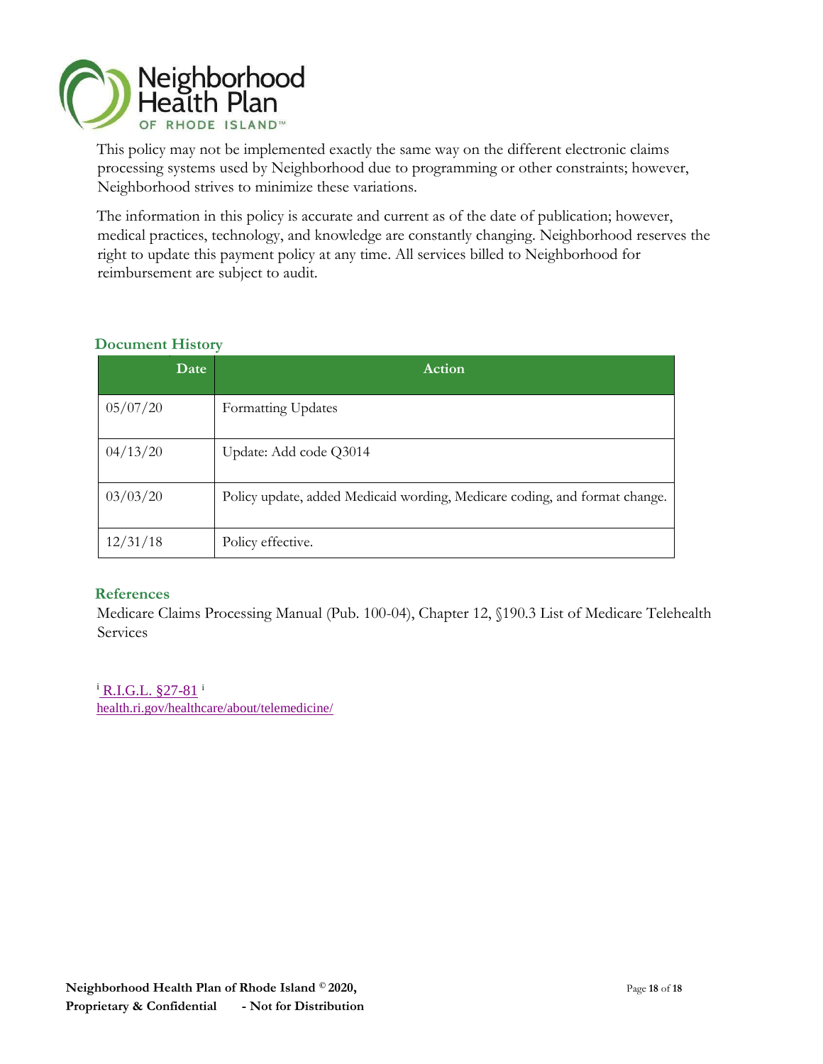This policy may not be implemented exactly the same way on the different electronic claims processing systems used by Neighborhood due to programming or other constraints; however, Neighborhood strives to minimize these variations.

The information in this policy is accurate and current as of the date of publication; however, medical practices, technology, and knowledge are constantly changing. Neighborhood reserves the right to update this payment policy at any time. All services billed to Neighborhood for reimbursement are subject to audit.

## Document History

| Date | Action |
|---|---|
| 05/07/20 | Formatting Updates |
| 04/13/20 | Update: Add code Q3014 |
| 03/03/20 | Policy update, added Medicaid wording, Medicare coding, and format change. |
| 12/31/18 | Policy effective. |

## References

Medicare Claims Processing Manual (Pub. 100-04), Chapter 12, §190.3 List of Medicare Telehealth Services

[i] R.I.G.L. §27-81 [i] health.ri.gov/healthcare/about/telemedicine/